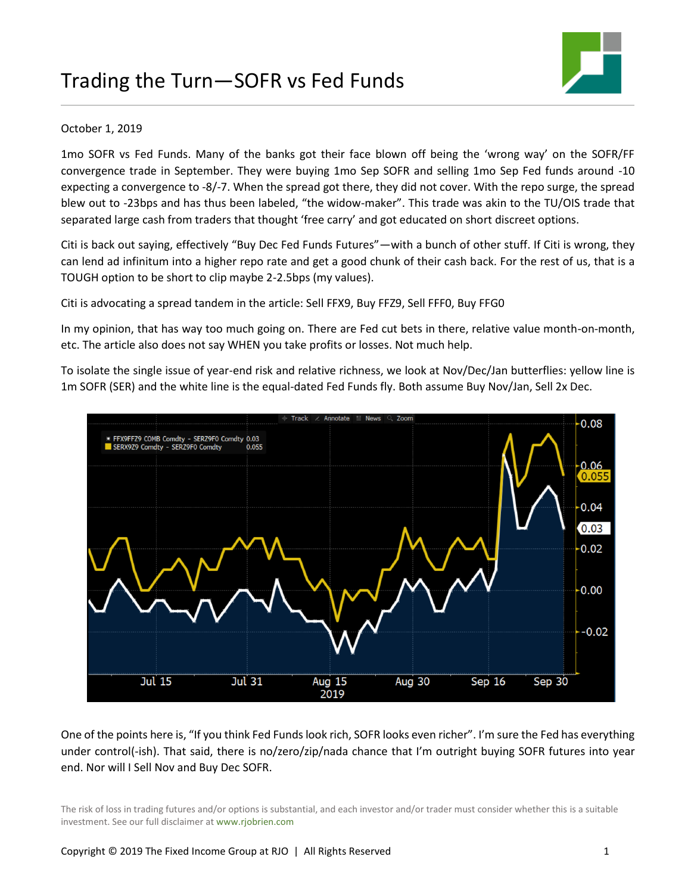# Trading the Turn—SOFR vs Fed Funds

October 1, 2019

1mo SOFR vs Fed Funds. Many of the banks got their face blown off being the 'wrong way' on the SOFR/FF convergence trade in September. They were buying 1mo Sep SOFR and selling 1mo Sep Fed funds around -10 expecting a convergence to -8/-7. When the spread got there, they did not cover. With the repo surge, the spread blew out to -23bps and has thus been labeled, "the widow-maker". This trade was akin to the TU/OIS trade that separated large cash from traders that thought 'free carry' and got educated on short discreet options.

Citi is back out saying, effectively "Buy Dec Fed Funds Futures"—with a bunch of other stuff. If Citi is wrong, they can lend ad infinitum into a higher repo rate and get a good chunk of their cash back. For the rest of us, that is a TOUGH option to be short to clip maybe 2-2.5bps (my values).

Citi is advocating a spread tandem in the article: Sell FFX9, Buy FFZ9, Sell FFF0, Buy FFG0

In my opinion, that has way too much going on. There are Fed cut bets in there, relative value month-on-month, etc. The article also does not say WHEN you take profits or losses. Not much help.

To isolate the single issue of year-end risk and relative richness, we look at Nov/Dec/Jan butterflies: yellow line is 1m SOFR (SER) and the white line is the equal-dated Fed Funds fly. Both assume Buy Nov/Jan, Sell 2x Dec.

One of the points here is, "If you think Fed Funds look rich, SOFR looks even richer". I'm sure the Fed has everything under control(-ish). That said, there is no/zero/zip/nada chance that I'm outright buying SOFR futures into year end. Nor will I Sell Nov and Buy Dec SOFR.

The risk of loss in trading futures and/or options is substantial, and each investor and/or trader must consider whether this is a suitable investment. See our full disclaimer at www.rjobrien.com

Copyright © 2019 The Fixed Income Group at RJO | All Rights Reserved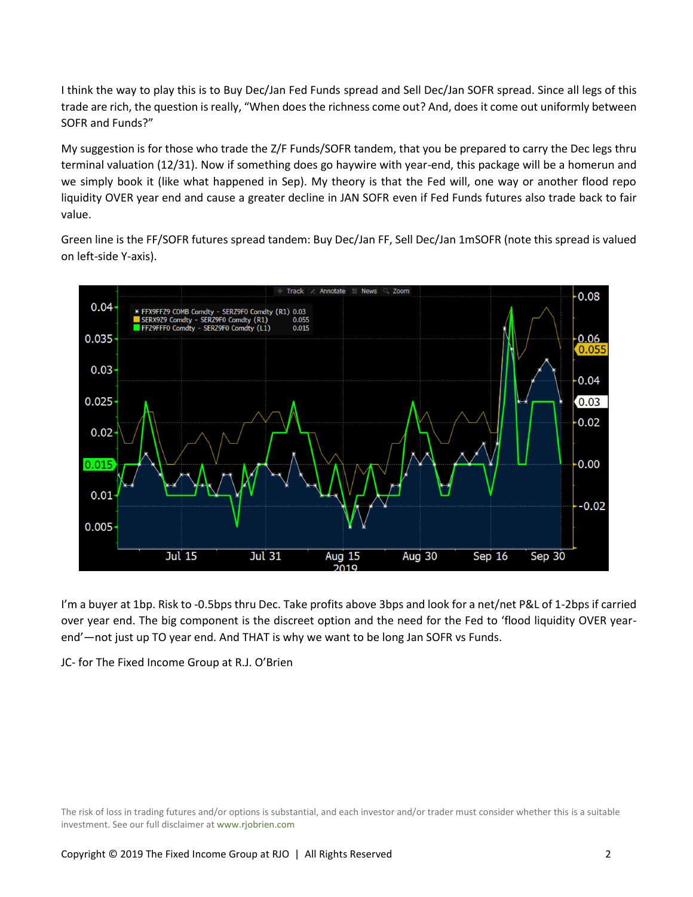I think the way to play this is to Buy Dec/Jan Fed Funds spread and Sell Dec/Jan SOFR spread. Since all legs of this trade are rich, the question is really, "When does the richness come out? And, does it come out uniformly between SOFR and Funds?"

My suggestion is for those who trade the Z/F Funds/SOFR tandem, that you be prepared to carry the Dec legs thru terminal valuation (12/31). Now if something does go haywire with year-end, this package will be a homerun and we simply book it (like what happened in Sep). My theory is that the Fed will, one way or another flood repo liquidity OVER year end and cause a greater decline in JAN SOFR even if Fed Funds futures also trade back to fair value.

Green line is the FF/SOFR futures spread tandem: Buy Dec/Jan FF, Sell Dec/Jan 1mSOFR (note this spread is valued on left-side Y-axis).

I'm a buyer at 1bp. Risk to -0.5bps thru Dec. Take profits above 3bps and look for a net/net P&L of 1-2bps if carried over year end. The big component is the discreet option and the need for the Fed to 'flood liquidity OVER year-end'—not just up TO year end. And THAT is why we want to be long Jan SOFR vs Funds.

JC- for The Fixed Income Group at R.J. O'Brien

The risk of loss in trading futures and/or options is substantial, and each investor and/or trader must consider whether this is a suitable investment. See our full disclaimer at www.rjobrien.com

Copyright © 2019 The Fixed Income Group at RJO | All Rights Reserved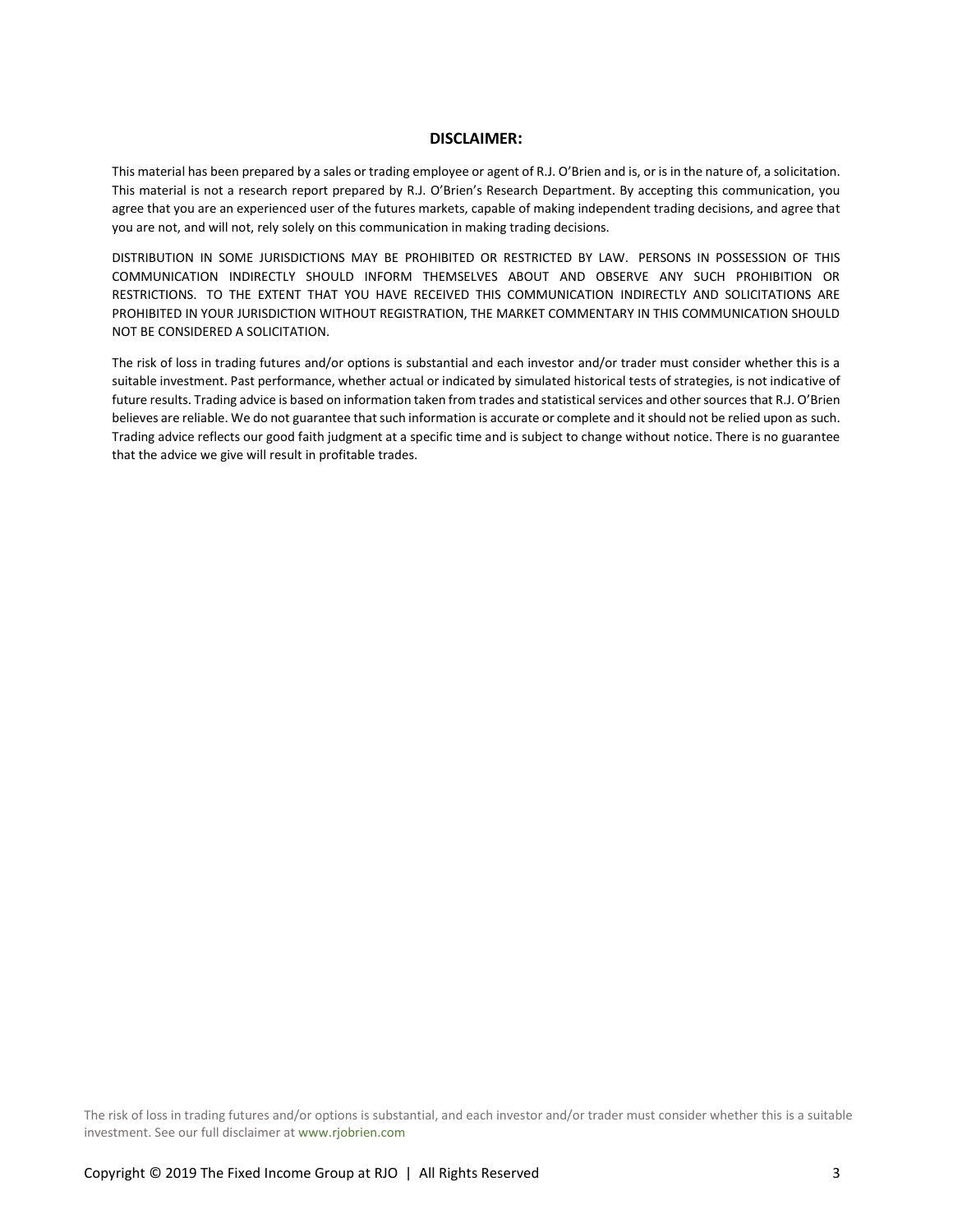## DISCLAIMER:

This material has been prepared by a sales or trading employee or agent of R.J. O'Brien and is, or is in the nature of, a solicitation. This material is not a research report prepared by R.J. O'Brien's Research Department. By accepting this communication, you agree that you are an experienced user of the futures markets, capable of making independent trading decisions, and agree that you are not, and will not, rely solely on this communication in making trading decisions.

DISTRIBUTION IN SOME JURISDICTIONS MAY BE PROHIBITED OR RESTRICTED BY LAW. PERSONS IN POSSESSION OF THIS COMMUNICATION INDIRECTLY SHOULD INFORM THEMSELVES ABOUT AND OBSERVE ANY SUCH PROHIBITION OR RESTRICTIONS. TO THE EXTENT THAT YOU HAVE RECEIVED THIS COMMUNICATION INDIRECTLY AND SOLICITATIONS ARE PROHIBITED IN YOUR JURISDICTION WITHOUT REGISTRATION, THE MARKET COMMENTARY IN THIS COMMUNICATION SHOULD NOT BE CONSIDERED A SOLICITATION.

The risk of loss in trading futures and/or options is substantial and each investor and/or trader must consider whether this is a suitable investment. Past performance, whether actual or indicated by simulated historical tests of strategies, is not indicative of future results. Trading advice is based on information taken from trades and statistical services and other sources that R.J. O'Brien believes are reliable. We do not guarantee that such information is accurate or complete and it should not be relied upon as such. Trading advice reflects our good faith judgment at a specific time and is subject to change without notice. There is no guarantee that the advice we give will result in profitable trades.